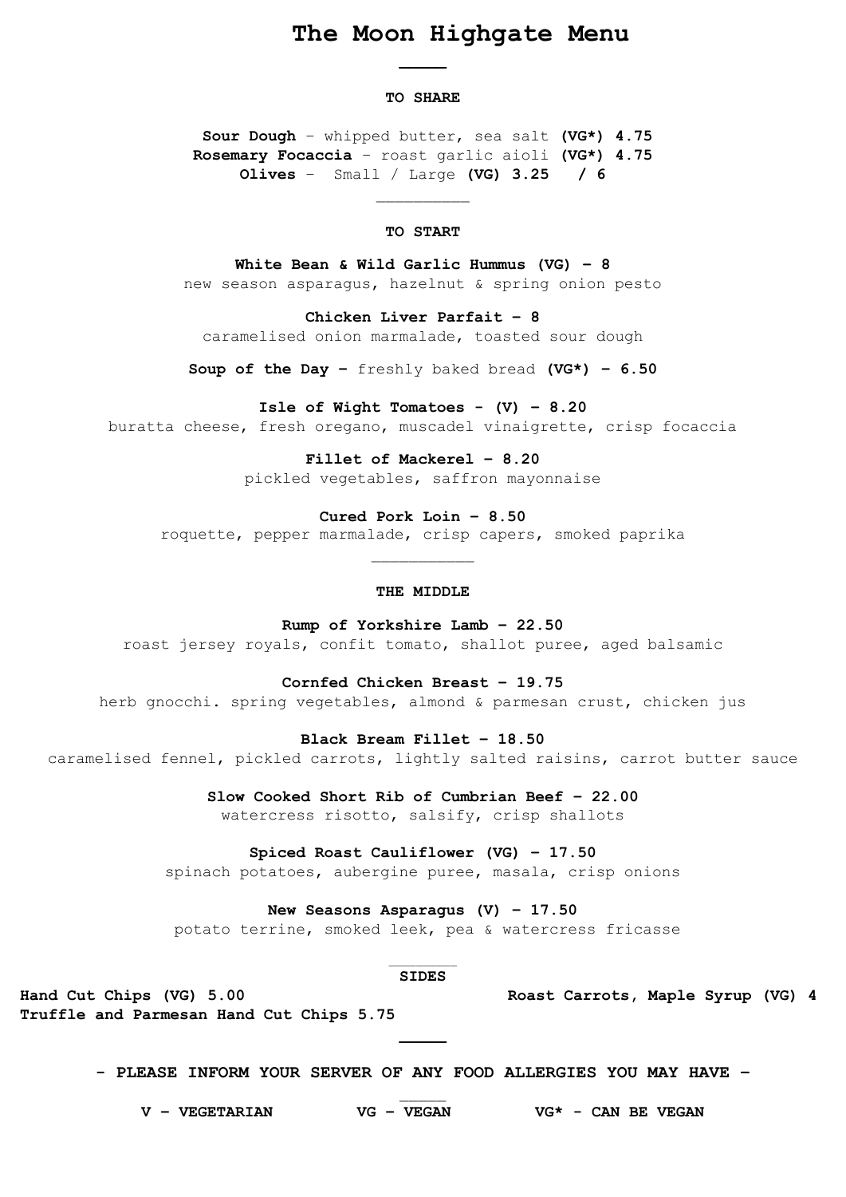# The Moon Highgate Menu

## TO SHARE

**Sour Dough** – whipped butter, sea salt **(VG*) 4.75**
**Rosemary Focaccia** – roast garlic aioli **(VG*) 4.75**
**Olives** – Small / Large **(VG) 3.25 / 6**

## TO START

**White Bean & Wild Garlic Hummus (VG) – 8**
new season asparagus, hazelnut & spring onion pesto

**Chicken Liver Parfait – 8**
caramelised onion marmalade, toasted sour dough

**Soup of the Day –** freshly baked bread **(VG*) – 6.50**

**Isle of Wight Tomatoes - (V) – 8.20**
buratta cheese, fresh oregano, muscadel vinaigrette, crisp focaccia

**Fillet of Mackerel – 8.20**
pickled vegetables, saffron mayonnaise

**Cured Pork Loin – 8.50**
roquette, pepper marmalade, crisp capers, smoked paprika

## THE MIDDLE

**Rump of Yorkshire Lamb – 22.50**
roast jersey royals, confit tomato, shallot puree, aged balsamic

**Cornfed Chicken Breast – 19.75**
herb gnocchi. spring vegetables, almond & parmesan crust, chicken jus

**Black Bream Fillet – 18.50**
caramelised fennel, pickled carrots, lightly salted raisins, carrot butter sauce

**Slow Cooked Short Rib of Cumbrian Beef – 22.00**
watercress risotto, salsify, crisp shallots

**Spiced Roast Cauliflower (VG) – 17.50**
spinach potatoes, aubergine puree, masala, crisp onions

**New Seasons Asparagus (V) – 17.50**
potato terrine, smoked leek, pea & watercress fricasse

## SIDES

**Hand Cut Chips (VG) 5.00**
**Truffle and Parmesan Hand Cut Chips 5.75**
**Roast Carrots, Maple Syrup (VG) 4**

**- PLEASE INFORM YOUR SERVER OF ANY FOOD ALLERGIES YOU MAY HAVE -**

**V – VEGETARIAN VG – VEGAN VG* - CAN BE VEGAN**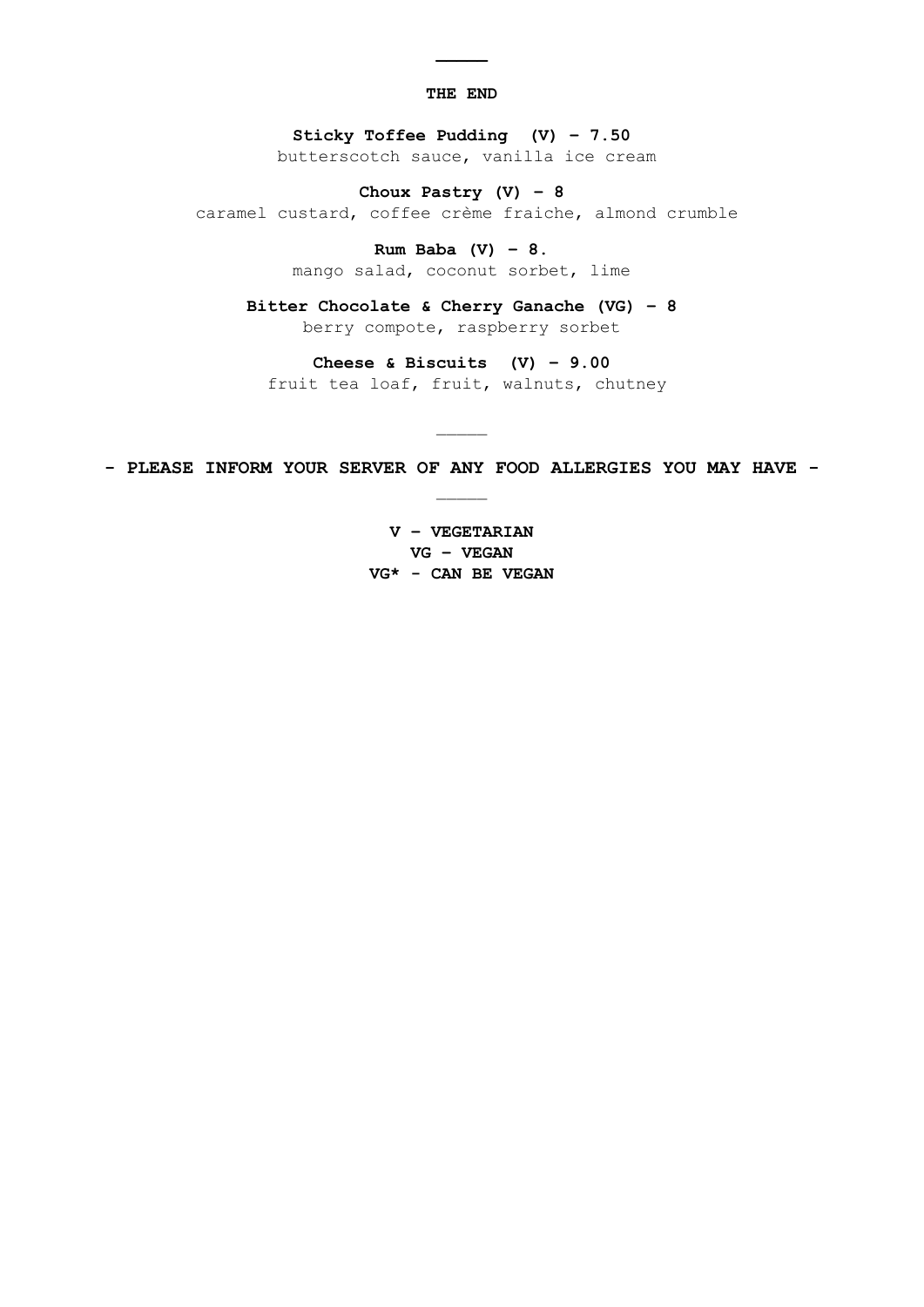---

## THE END

**Sticky Toffee Pudding  (V) – 7.50**
butterscotch sauce, vanilla ice cream

**Choux Pastry (V) – 8**
caramel custard, coffee crème fraiche, almond crumble

**Rum Baba (V) – 8.**
mango salad, coconut sorbet, lime

**Bitter Chocolate & Cherry Ganache (VG) – 8**
berry compote, raspberry sorbet

**Cheese & Biscuits  (V) – 9.00**
fruit tea loaf, fruit, walnuts, chutney

---

**- PLEASE INFORM YOUR SERVER OF ANY FOOD ALLERGIES YOU MAY HAVE -**

---

**V – VEGETARIAN**
**VG – VEGAN**
**VG* - CAN BE VEGAN**